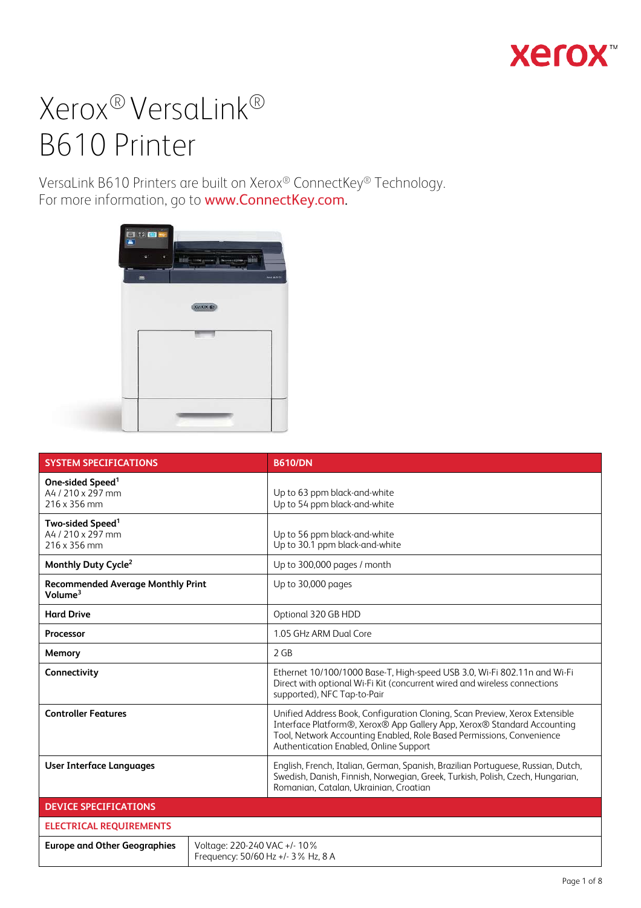# Xerox® VersaLink® B610 Printer

VersaLink B610 Printers are built on Xerox® ConnectKey® Technology.
For more information, go to www.ConnectKey.com.

| SYSTEM SPECIFICATIONS | B610/DN |
| --- | --- |
| **One-sided Speed**[1]<br>A4 / 210 x 297 mm<br>216 x 356 mm | Up to 63 ppm black-and-white<br>Up to 54 ppm black-and-white |
| **Two-sided Speed**[1]<br>A4 / 210 x 297 mm<br>216 x 356 mm | Up to 56 ppm black-and-white<br>Up to 30.1 ppm black-and-white |
| **Monthly Duty Cycle**[2] | Up to 300,000 pages / month |
| **Recommended Average Monthly Print Volume**[3] | Up to 30,000 pages |
| **Hard Drive** | Optional 320 GB HDD |
| **Processor** | 1.05 GHz ARM Dual Core |
| **Memory** | 2 GB |
| **Connectivity** | Ethernet 10/100/1000 Base-T, High-speed USB 3.0, Wi-Fi 802.11n and Wi-Fi Direct with optional Wi-Fi Kit (concurrent wired and wireless connections supported), NFC Tap-to-Pair |
| **Controller Features** | Unified Address Book, Configuration Cloning, Scan Preview, Xerox Extensible Interface Platform®, Xerox® App Gallery App, Xerox® Standard Accounting Tool, Network Accounting Enabled, Role Based Permissions, Convenience Authentication Enabled, Online Support |
| **User Interface Languages** | English, French, Italian, German, Spanish, Brazilian Portuguese, Russian, Dutch, Swedish, Danish, Finnish, Norwegian, Greek, Turkish, Polish, Czech, Hungarian, Romanian, Catalan, Ukrainian, Croatian |

| DEVICE SPECIFICATIONS | |
| --- | --- |
| **ELECTRICAL REQUIREMENTS** | |
| **Europe and Other Geographies** | Voltage: 220-240 VAC +/- 10 %<br>Frequency: 50/60 Hz +/- 3 % Hz, 8 A |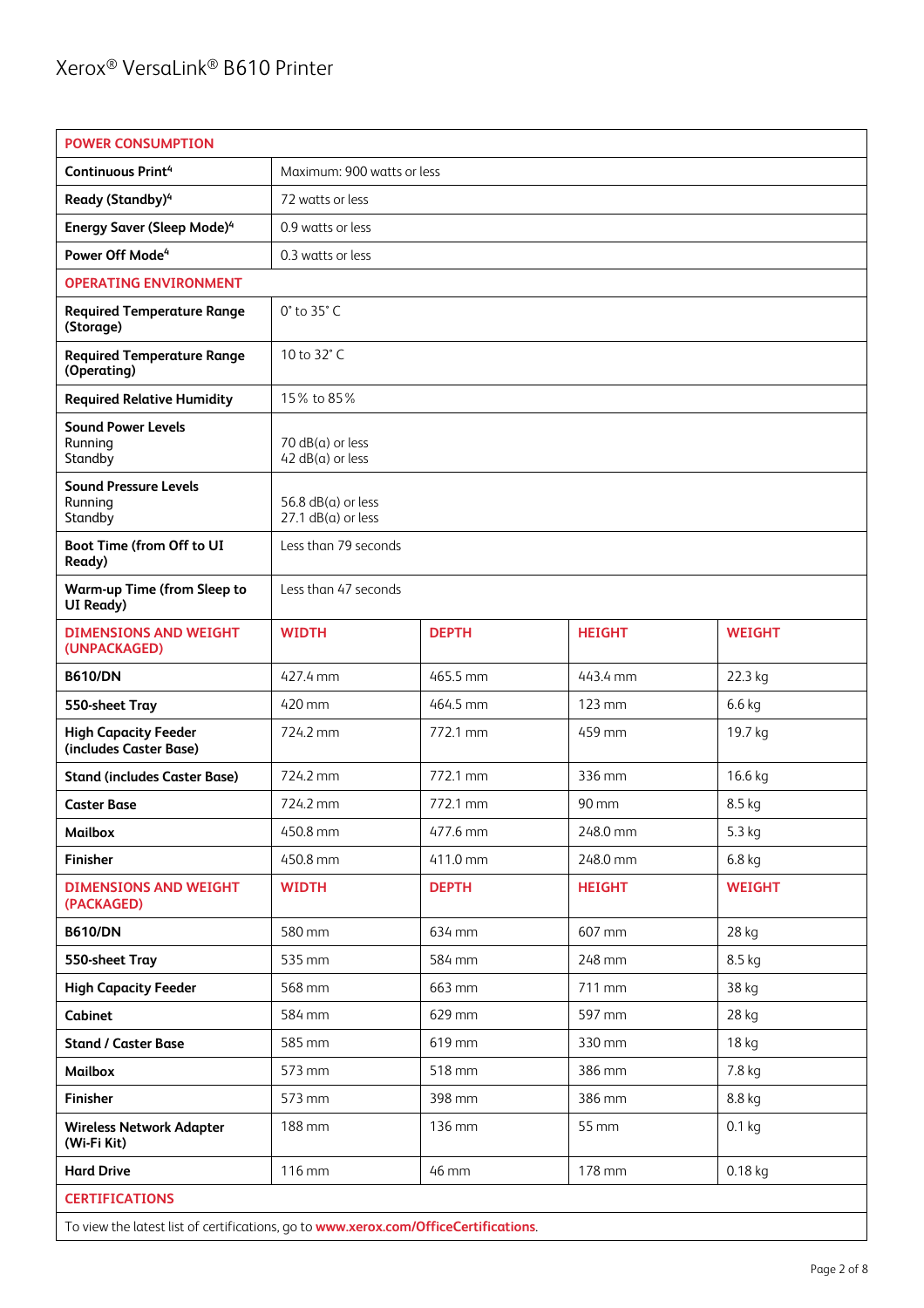# Xerox® VersaLink® B610 Printer

| POWER CONSUMPTION | | | | |
|---|---|---|---|---|
| **Continuous Print**[4] | Maximum: 900 watts or less | | | |
| **Ready (Standby)**[4] | 72 watts or less | | | |
| **Energy Saver (Sleep Mode)**[4] | 0.9 watts or less | | | |
| **Power Off Mode**[4] | 0.3 watts or less | | | |
| **OPERATING ENVIRONMENT** | | | | |
| **Required Temperature Range (Storage)** | 0° to 35° C | | | |
| **Required Temperature Range (Operating)** | 10 to 32° C | | | |
| **Required Relative Humidity** | 15% to 85% | | | |
| **Sound Power Levels** Running Standby | 70 dB(a) or less 42 dB(a) or less | | | |
| **Sound Pressure Levels** Running Standby | 56.8 dB(a) or less 27.1 dB(a) or less | | | |
| **Boot Time (from Off to UI Ready)** | Less than 79 seconds | | | |
| **Warm-up Time (from Sleep to UI Ready)** | Less than 47 seconds | | | |
| **DIMENSIONS AND WEIGHT (UNPACKAGED)** | **WIDTH** | **DEPTH** | **HEIGHT** | **WEIGHT** |
| **B610/DN** | 427.4 mm | 465.5 mm | 443.4 mm | 22.3 kg |
| **550-sheet Tray** | 420 mm | 464.5 mm | 123 mm | 6.6 kg |
| **High Capacity Feeder (includes Caster Base)** | 724.2 mm | 772.1 mm | 459 mm | 19.7 kg |
| **Stand (includes Caster Base)** | 724.2 mm | 772.1 mm | 336 mm | 16.6 kg |
| **Caster Base** | 724.2 mm | 772.1 mm | 90 mm | 8.5 kg |
| **Mailbox** | 450.8 mm | 477.6 mm | 248.0 mm | 5.3 kg |
| **Finisher** | 450.8 mm | 411.0 mm | 248.0 mm | 6.8 kg |
| **DIMENSIONS AND WEIGHT (PACKAGED)** | **WIDTH** | **DEPTH** | **HEIGHT** | **WEIGHT** |
| **B610/DN** | 580 mm | 634 mm | 607 mm | 28 kg |
| **550-sheet Tray** | 535 mm | 584 mm | 248 mm | 8.5 kg |
| **High Capacity Feeder** | 568 mm | 663 mm | 711 mm | 38 kg |
| **Cabinet** | 584 mm | 629 mm | 597 mm | 28 kg |
| **Stand / Caster Base** | 585 mm | 619 mm | 330 mm | 18 kg |
| **Mailbox** | 573 mm | 518 mm | 386 mm | 7.8 kg |
| **Finisher** | 573 mm | 398 mm | 386 mm | 8.8 kg |
| **Wireless Network Adapter (Wi-Fi Kit)** | 188 mm | 136 mm | 55 mm | 0.1 kg |
| **Hard Drive** | 116 mm | 46 mm | 178 mm | 0.18 kg |
| **CERTIFICATIONS** | | | | |
| To view the latest list of certifications, go to **www.xerox.com/OfficeCertifications**. | | | | |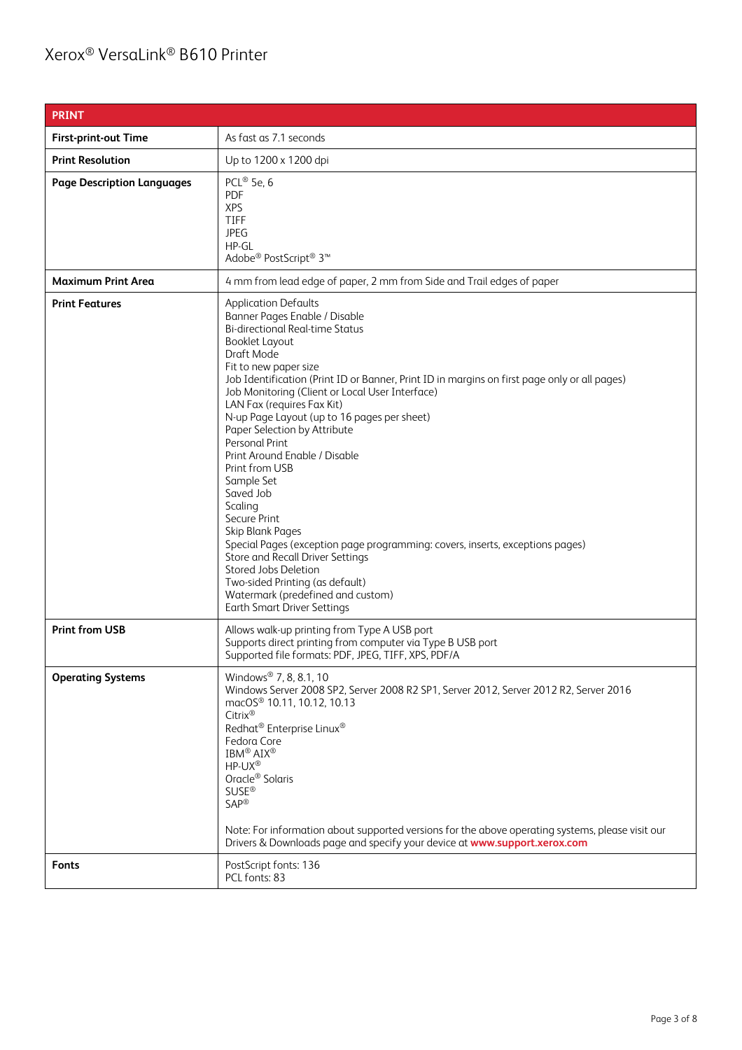# Xerox® VersaLink® B610 Printer

| PRINT | |
|---|---|
| **First-print-out Time** | As fast as 7.1 seconds |
| **Print Resolution** | Up to 1200 x 1200 dpi |
| **Page Description Languages** | PCL® 5e, 6<br>PDF<br>XPS<br>TIFF<br>JPEG<br>HP-GL<br>Adobe® PostScript® 3™ |
| **Maximum Print Area** | 4 mm from lead edge of paper, 2 mm from Side and Trail edges of paper |
| **Print Features** | Application Defaults<br>Banner Pages Enable / Disable<br>Bi-directional Real-time Status<br>Booklet Layout<br>Draft Mode<br>Fit to new paper size<br>Job Identification (Print ID or Banner, Print ID in margins on first page only or all pages)<br>Job Monitoring (Client or Local User Interface)<br>LAN Fax (requires Fax Kit)<br>N-up Page Layout (up to 16 pages per sheet)<br>Paper Selection by Attribute<br>Personal Print<br>Print Around Enable / Disable<br>Print from USB<br>Sample Set<br>Saved Job<br>Scaling<br>Secure Print<br>Skip Blank Pages<br>Special Pages (exception page programming: covers, inserts, exceptions pages)<br>Store and Recall Driver Settings<br>Stored Jobs Deletion<br>Two-sided Printing (as default)<br>Watermark (predefined and custom)<br>Earth Smart Driver Settings |
| **Print from USB** | Allows walk-up printing from Type A USB port<br>Supports direct printing from computer via Type B USB port<br>Supported file formats: PDF, JPEG, TIFF, XPS, PDF/A |
| **Operating Systems** | Windows® 7, 8, 8.1, 10<br>Windows Server 2008 SP2, Server 2008 R2 SP1, Server 2012, Server 2012 R2, Server 2016<br>macOS® 10.11, 10.12, 10.13<br>Citrix®<br>Redhat® Enterprise Linux®<br>Fedora Core<br>IBM® AIX®<br>HP-UX®<br>Oracle® Solaris<br>SUSE®<br>SAP®<br><br>Note: For information about supported versions for the above operating systems, please visit our Drivers & Downloads page and specify your device at **www.support.xerox.com** |
| **Fonts** | PostScript fonts: 136<br>PCL fonts: 83 |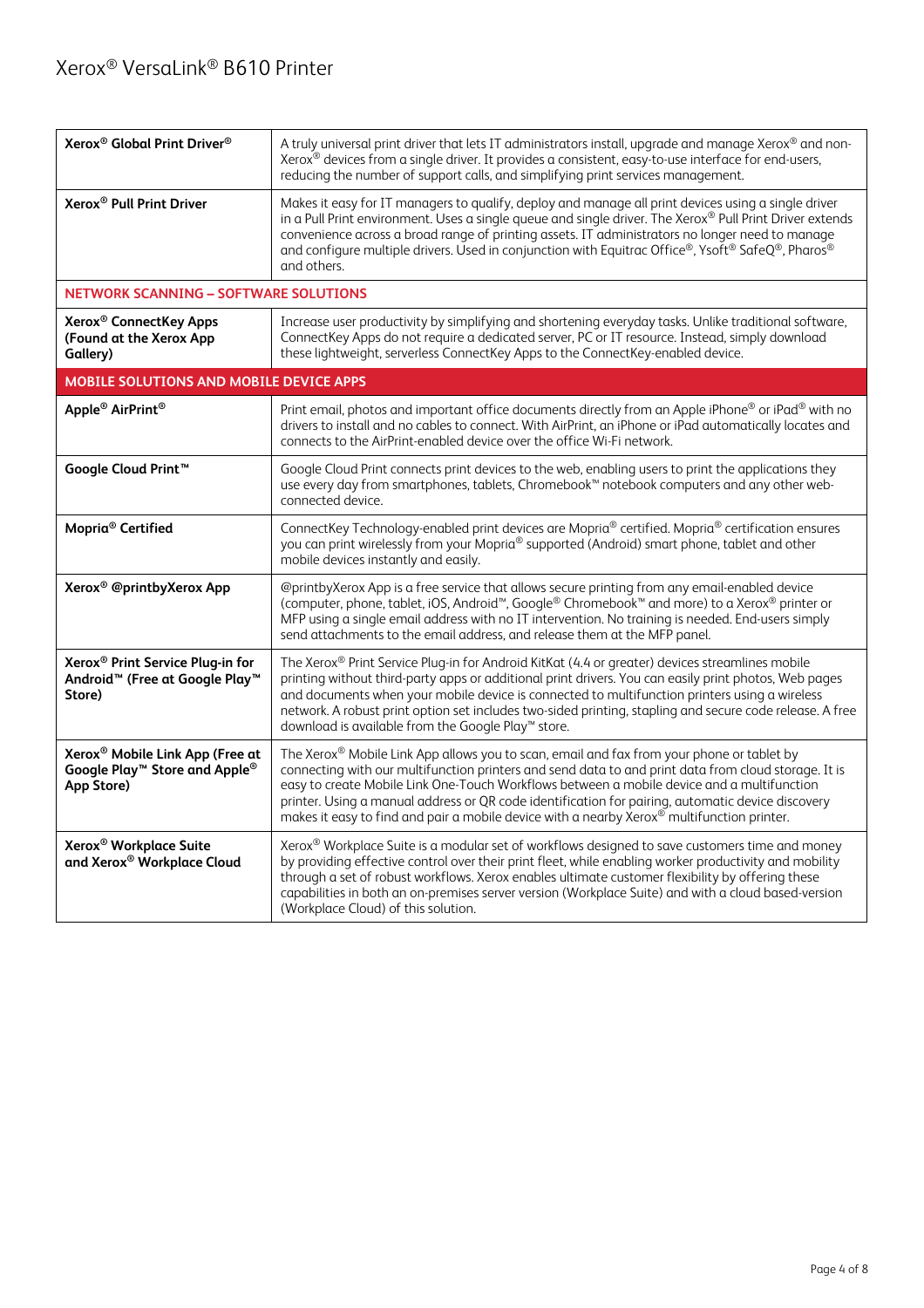| | |
|---|---|
| **Xerox® Global Print Driver®** | A truly universal print driver that lets IT administrators install, upgrade and manage Xerox® and non-Xerox® devices from a single driver. It provides a consistent, easy-to-use interface for end-users, reducing the number of support calls, and simplifying print services management. |
| **Xerox® Pull Print Driver** | Makes it easy for IT managers to qualify, deploy and manage all print devices using a single driver in a Pull Print environment. Uses a single queue and single driver. The Xerox® Pull Print Driver extends convenience across a broad range of printing assets. IT administrators no longer need to manage and configure multiple drivers. Used in conjunction with Equitrac Office®, Ysoft® SafeQ®, Pharos® and others. |
| **NETWORK SCANNING – SOFTWARE SOLUTIONS** | |
| **Xerox® ConnectKey Apps (Found at the Xerox App Gallery)** | Increase user productivity by simplifying and shortening everyday tasks. Unlike traditional software, ConnectKey Apps do not require a dedicated server, PC or IT resource. Instead, simply download these lightweight, serverless ConnectKey Apps to the ConnectKey-enabled device. |
| **MOBILE SOLUTIONS AND MOBILE DEVICE APPS** | |
| **Apple® AirPrint®** | Print email, photos and important office documents directly from an Apple iPhone® or iPad® with no drivers to install and no cables to connect. With AirPrint, an iPhone or iPad automatically locates and connects to the AirPrint-enabled device over the office Wi-Fi network. |
| **Google Cloud Print™** | Google Cloud Print connects print devices to the web, enabling users to print the applications they use every day from smartphones, tablets, Chromebook™ notebook computers and any other web-connected device. |
| **Mopria® Certified** | ConnectKey Technology-enabled print devices are Mopria® certified. Mopria® certification ensures you can print wirelessly from your Mopria® supported (Android) smart phone, tablet and other mobile devices instantly and easily. |
| **Xerox® @printbyXerox App** | @printbyXerox App is a free service that allows secure printing from any email-enabled device (computer, phone, tablet, iOS, Android™, Google® Chromebook™ and more) to a Xerox® printer or MFP using a single email address with no IT intervention. No training is needed. End-users simply send attachments to the email address, and release them at the MFP panel. |
| **Xerox® Print Service Plug-in for Android™ (Free at Google Play™ Store)** | The Xerox® Print Service Plug-in for Android KitKat (4.4 or greater) devices streamlines mobile printing without third-party apps or additional print drivers. You can easily print photos, Web pages and documents when your mobile device is connected to multifunction printers using a wireless network. A robust print option set includes two-sided printing, stapling and secure code release. A free download is available from the Google Play™ store. |
| **Xerox® Mobile Link App (Free at Google Play™ Store and Apple® App Store)** | The Xerox® Mobile Link App allows you to scan, email and fax from your phone or tablet by connecting with our multifunction printers and send data to and print data from cloud storage. It is easy to create Mobile Link One-Touch Workflows between a mobile device and a multifunction printer. Using a manual address or QR code identification for pairing, automatic device discovery makes it easy to find and pair a mobile device with a nearby Xerox® multifunction printer. |
| **Xerox® Workplace Suite and Xerox® Workplace Cloud** | Xerox® Workplace Suite is a modular set of workflows designed to save customers time and money by providing effective control over their print fleet, while enabling worker productivity and mobility through a set of robust workflows. Xerox enables ultimate customer flexibility by offering these capabilities in both an on-premises server version (Workplace Suite) and with a cloud based-version (Workplace Cloud) of this solution. |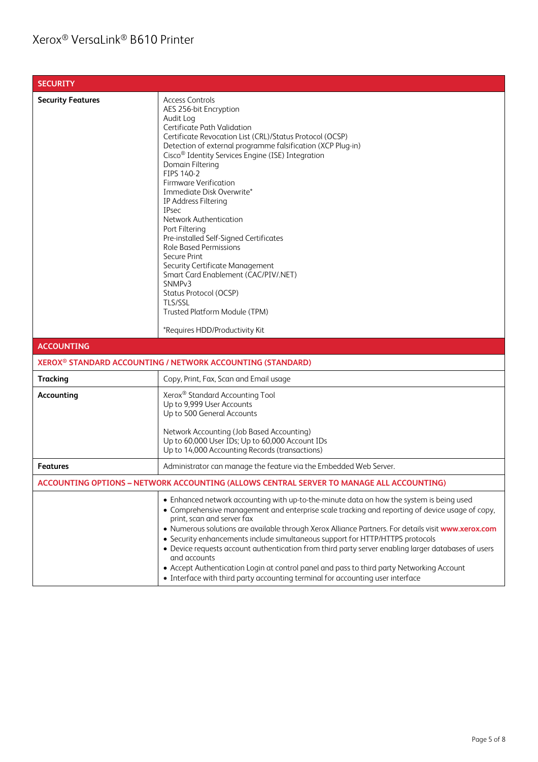| SECURITY | |
|---|---|
| **Security Features** | Access Controls<br>AES 256-bit Encryption<br>Audit Log<br>Certificate Path Validation<br>Certificate Revocation List (CRL)/Status Protocol (OCSP)<br>Detection of external programme falsification (XCP Plug-in)<br>Cisco® Identity Services Engine (ISE) Integration<br>Domain Filtering<br>FIPS 140-2<br>Firmware Verification<br>Immediate Disk Overwrite*<br>IP Address Filtering<br>IPsec<br>Network Authentication<br>Port Filtering<br>Pre-installed Self-Signed Certificates<br>Role Based Permissions<br>Secure Print<br>Security Certificate Management<br>Smart Card Enablement (CAC/PIV/.NET)<br>SNMPv3<br>Status Protocol (OCSP)<br>TLS/SSL<br>Trusted Platform Module (TPM)<br><br>*Requires HDD/Productivity Kit |

| ACCOUNTING | |
|---|---|
| **XEROX® STANDARD ACCOUNTING / NETWORK ACCOUNTING (STANDARD)** | |
| **Tracking** | Copy, Print, Fax, Scan and Email usage |
| **Accounting** | Xerox® Standard Accounting Tool<br>Up to 9,999 User Accounts<br>Up to 500 General Accounts<br><br>Network Accounting (Job Based Accounting)<br>Up to 60,000 User IDs; Up to 60,000 Account IDs<br>Up to 14,000 Accounting Records (transactions) |
| **Features** | Administrator can manage the feature via the Embedded Web Server. |
| **ACCOUNTING OPTIONS – NETWORK ACCOUNTING (ALLOWS CENTRAL SERVER TO MANAGE ALL ACCOUNTING)** | |
| | • Enhanced network accounting with up-to-the-minute data on how the system is being used<br>• Comprehensive management and enterprise scale tracking and reporting of device usage of copy, print, scan and server fax<br>• Numerous solutions are available through Xerox Alliance Partners. For details visit **www.xerox.com**<br>• Security enhancements include simultaneous support for HTTP/HTTPS protocols<br>• Device requests account authentication from third party server enabling larger databases of users and accounts<br>• Accept Authentication Login at control panel and pass to third party Networking Account<br>• Interface with third party accounting terminal for accounting user interface |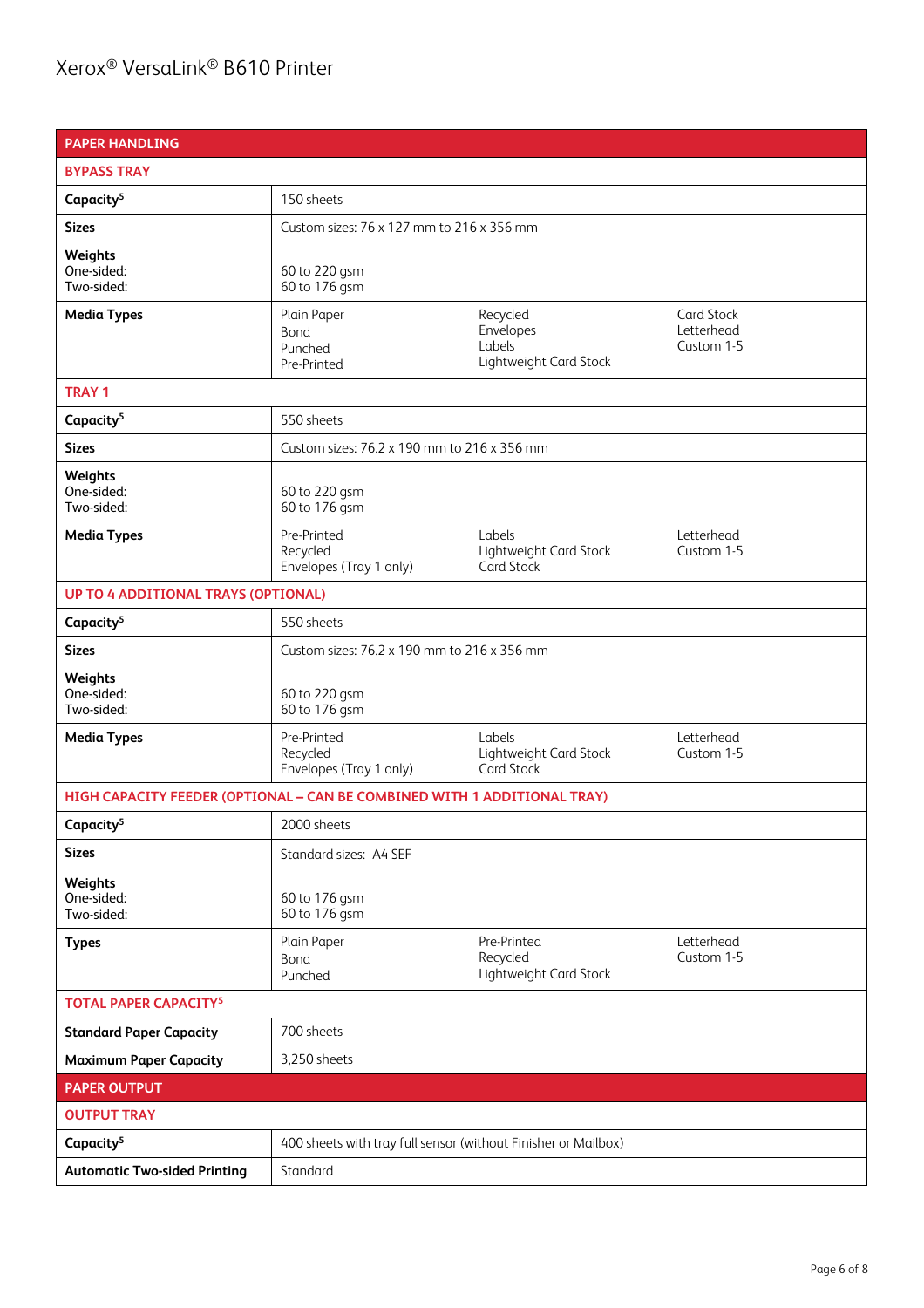# Xerox® VersaLink® B610 Printer

| PAPER HANDLING | | | |
|---|---|---|---|
| **BYPASS TRAY** | | | |
| **Capacity**[5] | 150 sheets | | |
| **Sizes** | Custom sizes: 76 x 127 mm to 216 x 356 mm | | |
| **Weights**<br>One-sided:<br>Two-sided: | 60 to 220 gsm<br>60 to 176 gsm | | |
| **Media Types** | Plain Paper<br>Bond<br>Punched<br>Pre-Printed | Recycled<br>Envelopes<br>Labels<br>Lightweight Card Stock | Card Stock<br>Letterhead<br>Custom 1-5 |
| **TRAY 1** | | | |
| **Capacity**[5] | 550 sheets | | |
| **Sizes** | Custom sizes: 76.2 x 190 mm to 216 x 356 mm | | |
| **Weights**<br>One-sided:<br>Two-sided: | 60 to 220 gsm<br>60 to 176 gsm | | |
| **Media Types** | Pre-Printed<br>Recycled<br>Envelopes (Tray 1 only) | Labels<br>Lightweight Card Stock<br>Card Stock | Letterhead<br>Custom 1-5 |
| **UP TO 4 ADDITIONAL TRAYS (OPTIONAL)** | | | |
| **Capacity**[5] | 550 sheets | | |
| **Sizes** | Custom sizes: 76.2 x 190 mm to 216 x 356 mm | | |
| **Weights**<br>One-sided:<br>Two-sided: | 60 to 220 gsm<br>60 to 176 gsm | | |
| **Media Types** | Pre-Printed<br>Recycled<br>Envelopes (Tray 1 only) | Labels<br>Lightweight Card Stock<br>Card Stock | Letterhead<br>Custom 1-5 |
| **HIGH CAPACITY FEEDER (OPTIONAL – CAN BE COMBINED WITH 1 ADDITIONAL TRAY)** | | | |
| **Capacity**[5] | 2000 sheets | | |
| **Sizes** | Standard sizes: A4 SEF | | |
| **Weights**<br>One-sided:<br>Two-sided: | 60 to 176 gsm<br>60 to 176 gsm | | |
| **Types** | Plain Paper<br>Bond<br>Punched | Pre-Printed<br>Recycled<br>Lightweight Card Stock | Letterhead<br>Custom 1-5 |
| **TOTAL PAPER CAPACITY**[5] | | | |
| **Standard Paper Capacity** | 700 sheets | | |
| **Maximum Paper Capacity** | 3,250 sheets | | |

| PAPER OUTPUT | |
|---|---|
| **OUTPUT TRAY** | |
| **Capacity**[5] | 400 sheets with tray full sensor (without Finisher or Mailbox) |
| **Automatic Two-sided Printing** | Standard |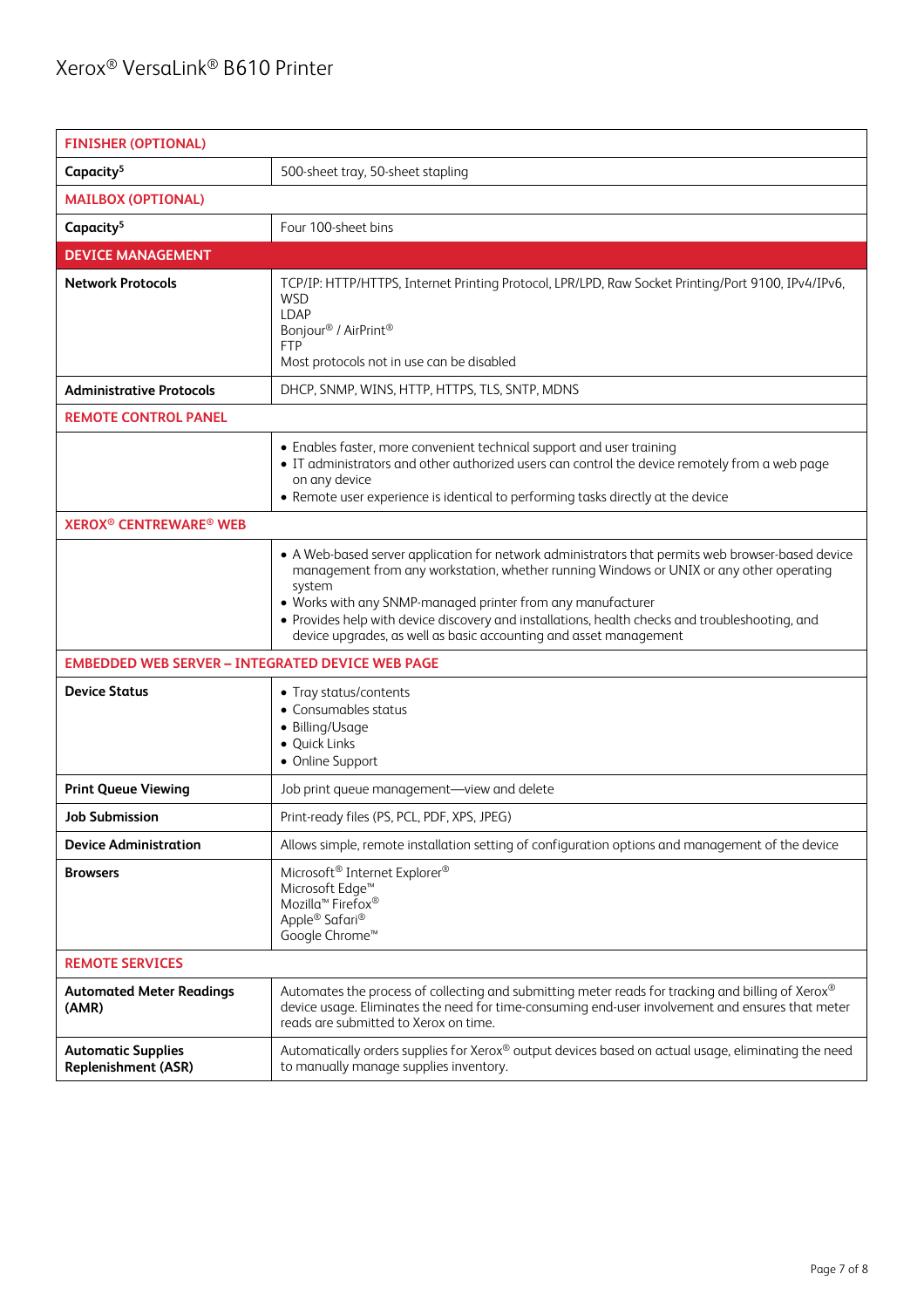| FINISHER (OPTIONAL) | |
|---|---|
| **Capacity[5]** | 500-sheet tray, 50-sheet stapling |
| **MAILBOX (OPTIONAL)** | |
| **Capacity[5]** | Four 100-sheet bins |
| **DEVICE MANAGEMENT** | |
| **Network Protocols** | TCP/IP: HTTP/HTTPS, Internet Printing Protocol, LPR/LPD, Raw Socket Printing/Port 9100, IPv4/IPv6, WSD<br>LDAP<br>Bonjour® / AirPrint®<br>FTP<br>Most protocols not in use can be disabled |
| **Administrative Protocols** | DHCP, SNMP, WINS, HTTP, HTTPS, TLS, SNTP, MDNS |
| **REMOTE CONTROL PANEL** | |
| | • Enables faster, more convenient technical support and user training<br>• IT administrators and other authorized users can control the device remotely from a web page on any device<br>• Remote user experience is identical to performing tasks directly at the device |
| **XEROX® CENTREWARE® WEB** | |
| | • A Web-based server application for network administrators that permits web browser-based device management from any workstation, whether running Windows or UNIX or any other operating system<br>• Works with any SNMP-managed printer from any manufacturer<br>• Provides help with device discovery and installations, health checks and troubleshooting, and device upgrades, as well as basic accounting and asset management |
| **EMBEDDED WEB SERVER – INTEGRATED DEVICE WEB PAGE** | |
| **Device Status** | • Tray status/contents<br>• Consumables status<br>• Billing/Usage<br>• Quick Links<br>• Online Support |
| **Print Queue Viewing** | Job print queue management—view and delete |
| **Job Submission** | Print-ready files (PS, PCL, PDF, XPS, JPEG) |
| **Device Administration** | Allows simple, remote installation setting of configuration options and management of the device |
| **Browsers** | Microsoft® Internet Explorer®<br>Microsoft Edge™<br>Mozilla™ Firefox®<br>Apple® Safari®<br>Google Chrome™ |
| **REMOTE SERVICES** | |
| **Automated Meter Readings (AMR)** | Automates the process of collecting and submitting meter reads for tracking and billing of Xerox® device usage. Eliminates the need for time-consuming end-user involvement and ensures that meter reads are submitted to Xerox on time. |
| **Automatic Supplies Replenishment (ASR)** | Automatically orders supplies for Xerox® output devices based on actual usage, eliminating the need to manually manage supplies inventory. |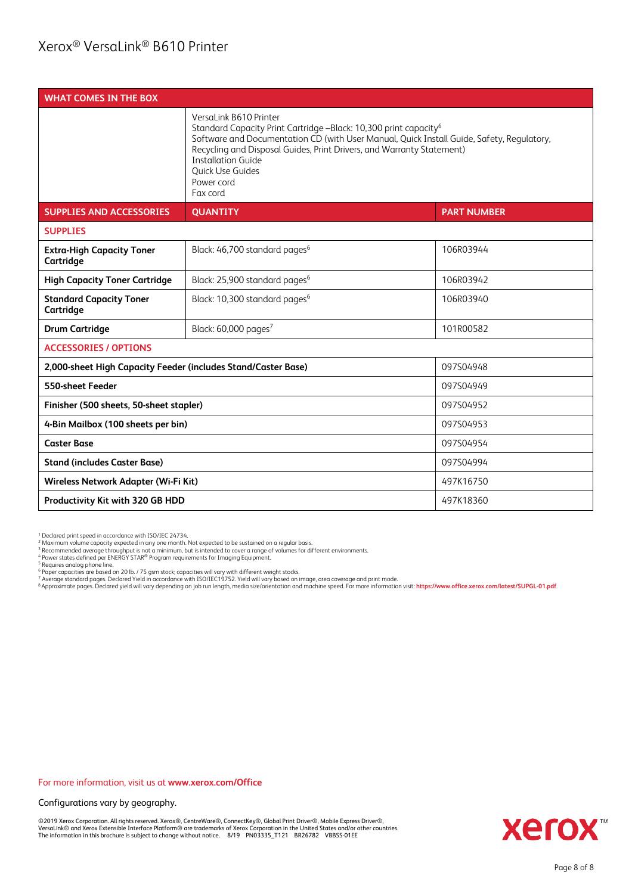# Xerox® VersaLink® B610 Printer

| WHAT COMES IN THE BOX | | |
|---|---|---|
| | VersaLink B610 Printer<br>Standard Capacity Print Cartridge –Black: 10,300 print capacity[6]<br>Software and Documentation CD (with User Manual, Quick Install Guide, Safety, Regulatory, Recycling and Disposal Guides, Print Drivers, and Warranty Statement)<br>Installation Guide<br>Quick Use Guides<br>Power cord<br>Fax cord | |
| **SUPPLIES AND ACCESSORIES** | **QUANTITY** | **PART NUMBER** |
| **SUPPLIES** | | |
| **Extra-High Capacity Toner Cartridge** | Black: 46,700 standard pages[6] | 106R03944 |
| **High Capacity Toner Cartridge** | Black: 25,900 standard pages[6] | 106R03942 |
| **Standard Capacity Toner Cartridge** | Black: 10,300 standard pages[6] | 106R03940 |
| **Drum Cartridge** | Black: 60,000 pages[7] | 101R00582 |
| **ACCESSORIES / OPTIONS** | | |
| **2,000-sheet High Capacity Feeder (includes Stand/Caster Base)** | | 097S04948 |
| **550-sheet Feeder** | | 097S04949 |
| **Finisher (500 sheets, 50-sheet stapler)** | | 097S04952 |
| **4-Bin Mailbox (100 sheets per bin)** | | 097S04953 |
| **Caster Base** | | 097S04954 |
| **Stand (includes Caster Base)** | | 097S04994 |
| **Wireless Network Adapter (Wi-Fi Kit)** | | 497K16750 |
| **Productivity Kit with 320 GB HDD** | | 497K18360 |

[1] Declared print speed in accordance with ISO/IEC 24734.
[2] Maximum volume capacity expected in any one month. Not expected to be sustained on a regular basis.
[3] Recommended average throughput is not a minimum, but is intended to cover a range of volumes for different environments.
[4] Power states defined per ENERGY STAR® Program requirements for Imaging Equipment.
[5] Requires analog phone line.
[6] Paper capacities are based on 20 lb. / 75 gsm stock; capacities will vary with different weight stocks.
[7] Average standard pages. Declared Yield in accordance with ISO/IEC19752. Yield will vary based on image, area coverage and print mode.
[8] Approximate pages. Declared yield will vary depending on job run length, media size/orientation and machine speed. For more information visit: **https://www.office.xerox.com/latest/SUPGL-01.pdf**.

For more information, visit us at **www.xerox.com/Office**

Configurations vary by geography.

©2019 Xerox Corporation. All rights reserved. Xerox®, CentreWare®, ConnectKey®, Global Print Driver®, Mobile Express Driver®, VersaLink® and Xerox Extensible Interface Platform® are trademarks of Xerox Corporation in the United States and/or other countries. The information in this brochure is subject to change without notice. 8/19 PN03335_T121 BR26782 VBBSS-01EE

xerox™